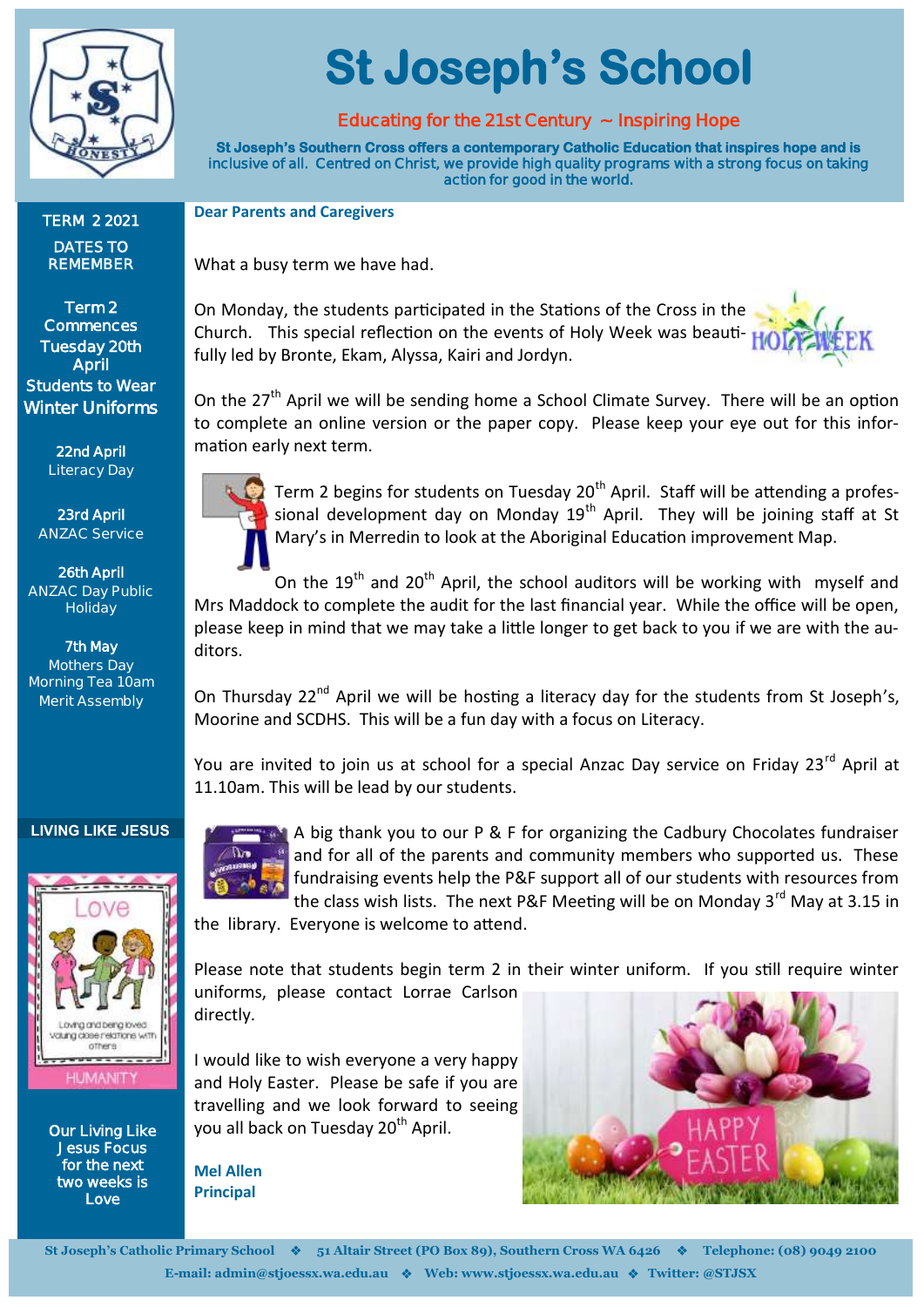# St Joseph's School

**Educating for the 21st Century ~ Inspiring Hope**

**St Joseph's Southern Cross offers a contemporary Catholic Education that inspires hope and is inclusive of all. Centred on Christ, we provide high quality programs with a strong focus on taking action for good in the world.**

**Dear Parents and Caregivers**

What a busy term we have had.

On Monday, the students participated in the Stations of the Cross in the Church. This special reflection on the events of Holy Week was beautifully led by Bronte, Ekam, Alyssa, Kairi and Jordyn.

On the 27th April we will be sending home a School Climate Survey. There will be an option to complete an online version or the paper copy. Please keep your eye out for this information early next term.

Term 2 begins for students on Tuesday 20th April. Staff will be attending a professional development day on Monday 19th April. They will be joining staff at St Mary's in Merredin to look at the Aboriginal Education improvement Map.

On the 19th and 20th April, the school auditors will be working with myself and Mrs Maddock to complete the audit for the last financial year. While the office will be open, please keep in mind that we may take a little longer to get back to you if we are with the auditors.

On Thursday 22nd April we will be hosting a literacy day for the students from St Joseph's, Moorine and SCDHS. This will be a fun day with a focus on Literacy.

You are invited to join us at school for a special Anzac Day service on Friday 23rd April at 11.10am. This will be lead by our students.

A big thank you to our P & F for organizing the Cadbury Chocolates fundraiser and for all of the parents and community members who supported us. These fundraising events help the P&F support all of our students with resources from the class wish lists. The next P&F Meeting will be on Monday 3rd May at 3.15 in the library. Everyone is welcome to attend.

Please note that students begin term 2 in their winter uniform. If you still require winter uniforms, please contact Lorrae Carlson directly.

I would like to wish everyone a very happy and Holy Easter. Please be safe if you are travelling and we look forward to seeing you all back on Tuesday 20th April.

**Mel Allen**
**Principal**

## TERM 2 2021

### DATES TO REMEMBER

**Term 2 Commences Tuesday 20th April**
**Students to Wear Winter Uniforms**

**22nd April**
Literacy Day

**23rd April**
ANZAC Service

**26th April**
ANZAC Day Public Holiday

**7th May**
Mothers Day Morning Tea 10am
Merit Assembly

## LIVING LIKE JESUS

Love

Loving and being loved
Valuing close relations with others

HUMANITY

**Our Living Like Jesus Focus for the next two weeks is Love**

St Joseph's Catholic Primary School ❖ 51 Altair Street (PO Box 89), Southern Cross WA 6426 ❖ Telephone: (08) 9049 2100
E-mail: admin@stjoessx.wa.edu.au ❖ Web: www.stjoessx.wa.edu.au ❖ Twitter: @STJSX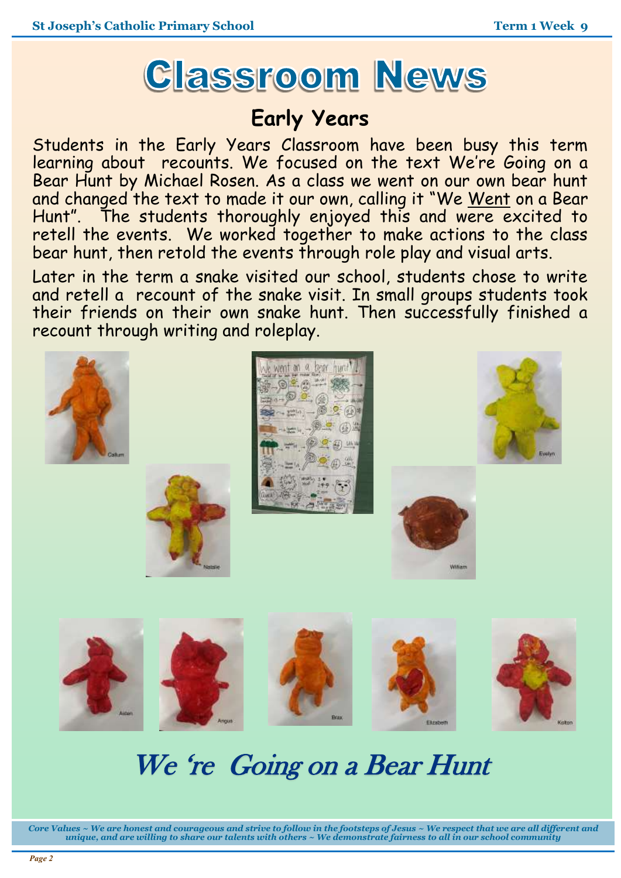# Classroom News

## Early Years

Students in the Early Years Classroom have been busy this term learning about recounts. We focused on the text We're Going on a Bear Hunt by Michael Rosen. As a class we went on our own bear hunt and changed the text to made it our own, calling it "We Went on a Bear Hunt". The students thoroughly enjoyed this and were excited to retell the events. We worked together to make actions to the class bear hunt, then retold the events through role play and visual arts.

Later in the term a snake visited our school, students chose to write and retell a recount of the snake visit. In small groups students took their friends on their own snake hunt. Then successfully finished a recount through writing and roleplay.

# We 're Going on a Bear Hunt

*Core Values ~ We are honest and courageous and strive to follow in the footsteps of Jesus ~ We respect that we are all different and unique, and are willing to share our talents with others ~ We demonstrate fairness to all in our school community*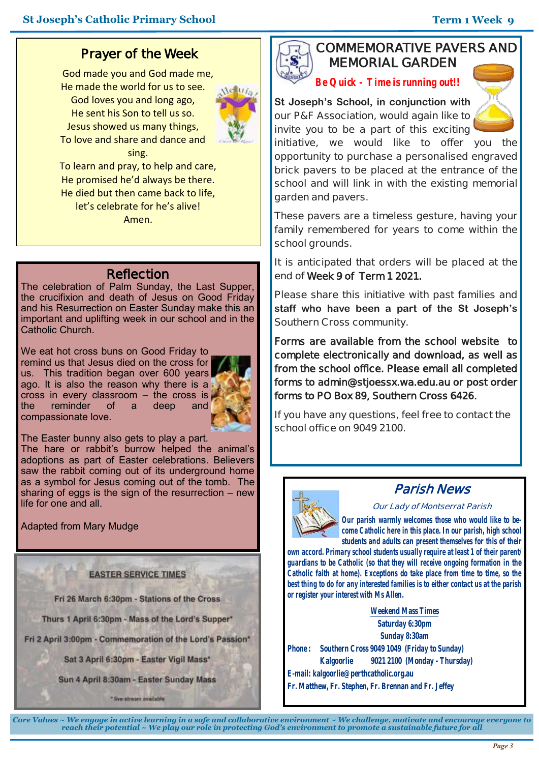## Prayer of the Week

God made you and God made me,
He made the world for us to see.
God loves you and long ago,
He sent his Son to tell us so.
Jesus showed us many things,
To love and share and dance and sing.
To learn and pray, to help and care,
He promised he'd always be there.
He died but then came back to life,
let's celebrate for he's alive!
Amen.

## Reflection

The celebration of Palm Sunday, the Last Supper, the crucifixion and death of Jesus on Good Friday and his Resurrection on Easter Sunday make this an important and uplifting week in our school and in the Catholic Church.

We eat hot cross buns on Good Friday to remind us that Jesus died on the cross for us. This tradition began over 600 years ago. It is also the reason why there is a cross in every classroom – the cross is the reminder of a deep and compassionate love.

The Easter bunny also gets to play a part. The hare or rabbit's burrow helped the animal's adoptions as part of Easter celebrations. Believers saw the rabbit coming out of its underground home as a symbol for Jesus coming out of the tomb. The sharing of eggs is the sign of the resurrection – new life for one and all.

Adapted from Mary Mudge

### EASTER SERVICE TIMES

Fri 26 March 6:30pm - Stations of the Cross

Thurs 1 April 6:30pm - Mass of the Lord's Supper*

Fri 2 April 3:00pm - Commemoration of the Lord's Passion*

Sat 3 April 6:30pm - Easter Vigil Mass*

Sun 4 April 8:30am - Easter Sunday Mass

* live-stream available

## COMMEMORATIVE PAVERS AND MEMORIAL GARDEN

**Be Quick - Time is running out!!**

**St Joseph's School, in conjunction with** our P&F Association, would again like to invite you to be a part of this exciting initiative, we would like to offer you the opportunity to purchase a personalised engraved brick pavers to be placed at the entrance of the school and will link in with the existing memorial garden and pavers.

These pavers are a timeless gesture, having your family remembered for years to come within the school grounds.

It is anticipated that orders will be placed at the end of **Week 9 of Term 1 2021.**

Please share this initiative with past families and **staff who have been a part of the St Joseph's** Southern Cross community.

**Forms are available from the school website to complete electronically and download, as well as from the school office. Please email all completed forms to admin@stjoessx.wa.edu.au or post order forms to PO Box 89, Southern Cross 6426.**

If you have any questions, feel free to contact the school office on 9049 2100.

## *Parish News*

*Our Lady of Montserrat Parish*

**Our parish warmly welcomes those who would like to become Catholic here in this place. In our parish, high school students and adults can present themselves for this of their own accord. Primary school students usually require at least 1 of their parent/guardians to be Catholic (so that they will receive ongoing formation in the Catholic faith at home). Exceptions do take place from time to time, so the best thing to do for any interested families is to either contact us at the parish or register your interest with Ms Allen.**

**Weekend Mass Times**
**Saturday 6:30pm**
**Sunday 8:30am**

**Phone: Southern Cross 9049 1049 (Friday to Sunday)**
**Kalgoorlie 9021 2100 (Monday - Thursday)**
**E-mail: kalgoorlie@perthcatholic.org.au**
**Fr. Matthew, Fr. Stephen, Fr. Brennan and Fr. Jeffey**

*Core Values ~ We engage in active learning in a safe and collaborative environment ~ We challenge, motivate and encourage everyone to reach their potential ~ We play our role in protecting God's environment to promote a sustainable future for all*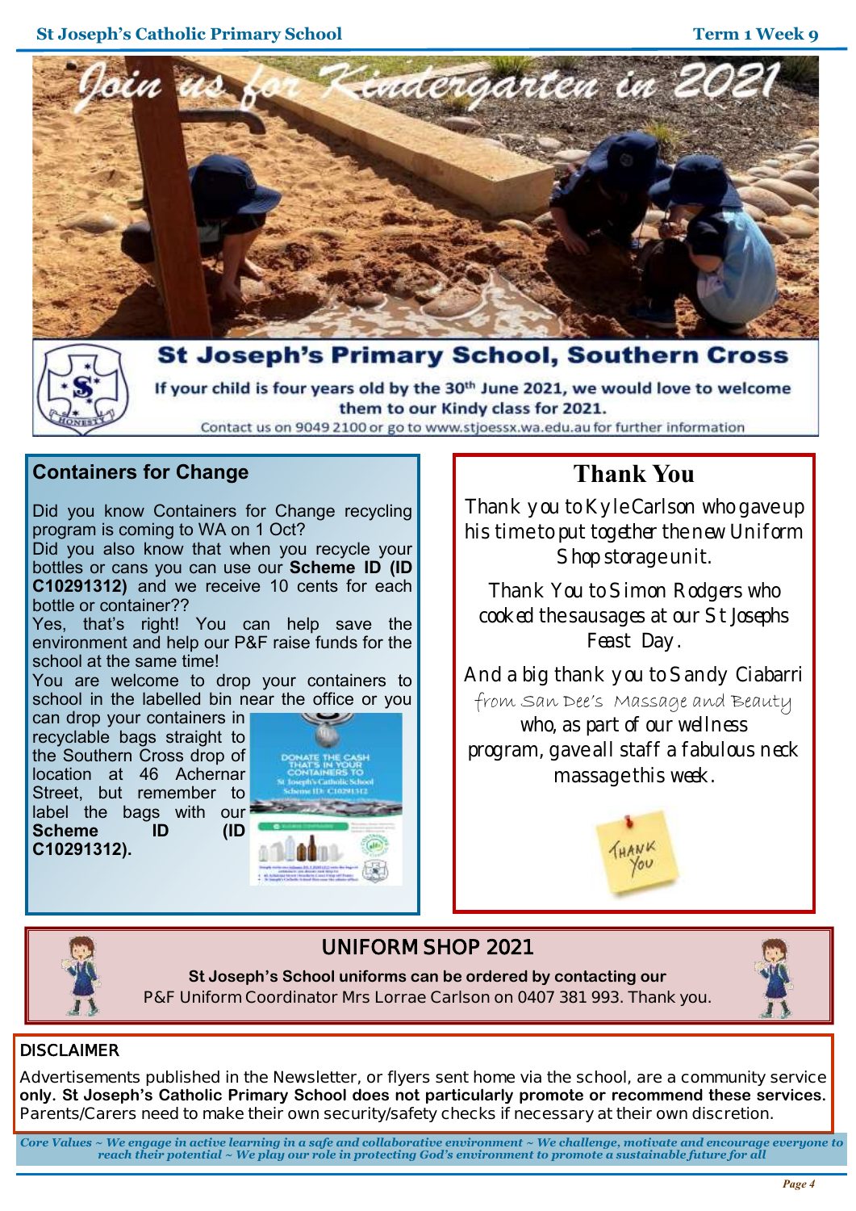# Join us for Kindergarten in 2021

## St Joseph's Primary School, Southern Cross

**If your child is four years old by the 30th June 2021, we would love to welcome them to our Kindy class for 2021.**

Contact us on 9049 2100 or go to www.stjoessx.wa.edu.au for further information

## Containers for Change

Did you know Containers for Change recycling program is coming to WA on 1 Oct?

Did you also know that when you recycle your bottles or cans you can use our **Scheme ID (ID C10291312)** and we receive 10 cents for each bottle or container??

Yes, that's right! You can help save the environment and help our P&F raise funds for the school at the same time!

You are welcome to drop your containers to school in the labelled bin near the office or you can drop your containers in recyclable bags straight to the Southern Cross drop of location at 46 Achernar Street, but remember to label the bags with our **Scheme ID (ID C10291312).**

DONATE THE CASH THAT'S IN YOUR CONTAINERS TO St Joseph's Catholic School Scheme ID: C10291312

## Thank You

Thank you to Kyle Carlson who gave up his time to put together the new Uniform Shop storage unit.

Thank You to Simon Rodgers who cooked the sausages at our St Josephs Feast Day.

And a big thank you to Sandy Ciabarri from San Dee's Massage and Beauty who, as part of our wellness program, gave all staff a fabulous neck massage this week.

THANK YOU

## UNIFORM SHOP 2021

**St Joseph's School uniforms can be ordered by contacting our**
P&F Uniform Coordinator Mrs Lorrae Carlson on 0407 381 993. Thank you.

## DISCLAIMER

Advertisements published in the Newsletter, or flyers sent home via the school, are a community service **only. St Joseph's Catholic Primary School does not particularly promote or recommend these services.** Parents/Carers need to make their own security/safety checks if necessary at their own discretion.

*Core Values ~ We engage in active learning in a safe and collaborative environment ~ We challenge, motivate and encourage everyone to reach their potential ~ We play our role in protecting God's environment to promote a sustainable future for all*